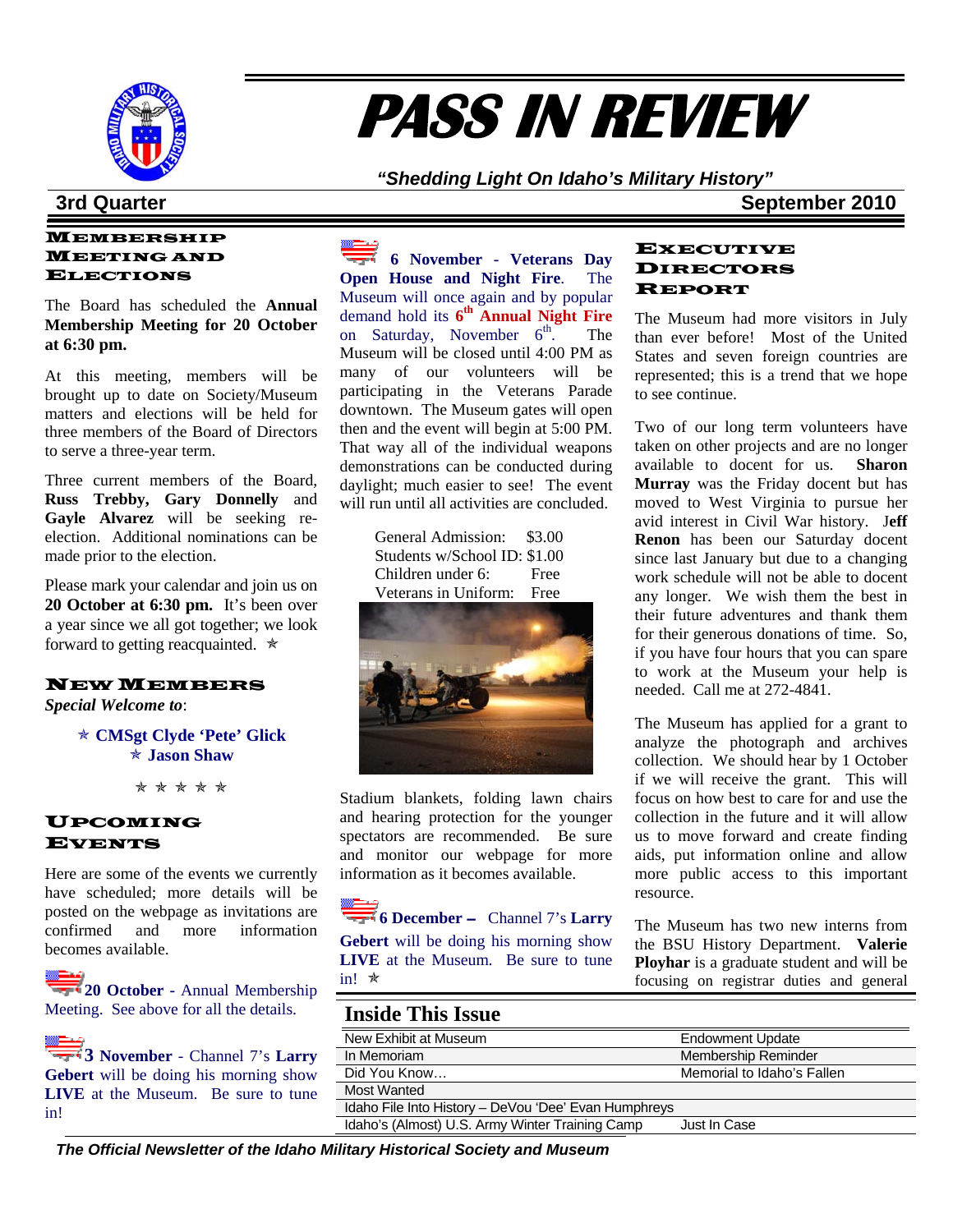# PASS IN REVIEW

*"Shedding Light On Idaho's Military History"*

**3rd Quarter** **September 2010**

## Membership Meeting and Elections

The Board has scheduled the **Annual Membership Meeting for 20 October at 6:30 pm.**

At this meeting, members will be brought up to date on Society/Museum matters and elections will be held for three members of the Board of Directors to serve a three-year term.

Three current members of the Board, **Russ Trebby, Gary Donnelly** and **Gayle Alvarez** will be seeking re-election. Additional nominations can be made prior to the election.

Please mark your calendar and join us on **20 October at 6:30 pm.** It's been over a year since we all got together; we look forward to getting reacquainted. ✯

## New Members

***Special Welcome to***:

✯ **CMSgt Clyde 'Pete' Glick**
✯ **Jason Shaw**

✯ ✯ ✯ ✯ ✯

## Upcoming Events

Here are some of the events we currently have scheduled; more details will be posted on the webpage as invitations are confirmed and more information becomes available.

**20 October** - Annual Membership Meeting. See above for all the details.

**3 November** - Channel 7's **Larry Gebert** will be doing his morning show **LIVE** at the Museum. Be sure to tune in!

**6 November - Veterans Day Open House and Night Fire**. The Museum will once again and by popular demand hold its **6th Annual Night Fire** on Saturday, November 6th. The Museum will be closed until 4:00 PM as many of our volunteers will be participating in the Veterans Parade downtown. The Museum gates will open then and the event will begin at 5:00 PM. That way all of the individual weapons demonstrations can be conducted during daylight; much easier to see! The event will run until all activities are concluded.

| | |
|---|---|
| General Admission: | $3.00 |
| Students w/School ID: | $1.00 |
| Children under 6: | Free |
| Veterans in Uniform: | Free |

Stadium blankets, folding lawn chairs and hearing protection for the younger spectators are recommended. Be sure and monitor our webpage for more information as it becomes available.

**6 December** – Channel 7's **Larry Gebert** will be doing his morning show **LIVE** at the Museum. Be sure to tune in! ✯

## Executive Directors Report

The Museum had more visitors in July than ever before! Most of the United States and seven foreign countries are represented; this is a trend that we hope to see continue.

Two of our long term volunteers have taken on other projects and are no longer available to docent for us. **Sharon Murray** was the Friday docent but has moved to West Virginia to pursue her avid interest in Civil War history. **Jeff Renon** has been our Saturday docent since last January but due to a changing work schedule will not be able to docent any longer. We wish them the best in their future adventures and thank them for their generous donations of time. So, if you have four hours that you can spare to work at the Museum your help is needed. Call me at 272-4841.

The Museum has applied for a grant to analyze the photograph and archives collection. We should hear by 1 October if we will receive the grant. This will focus on how best to care for and use the collection in the future and it will allow us to move forward and create finding aids, put information online and allow more public access to this important resource.

The Museum has two new interns from the BSU History Department. **Valerie Ployhar** is a graduate student and will be focusing on registrar duties and general

## Inside This Issue

| | |
|---|---|
| New Exhibit at Museum | Endowment Update |
| In Memoriam | Membership Reminder |
| Did You Know… | Memorial to Idaho's Fallen |
| Most Wanted | |
| Idaho File Into History – DeVou 'Dee' Evan Humphreys | |
| Idaho's (Almost) U.S. Army Winter Training Camp | Just In Case |

*The Official Newsletter of the Idaho Military Historical Society and Museum*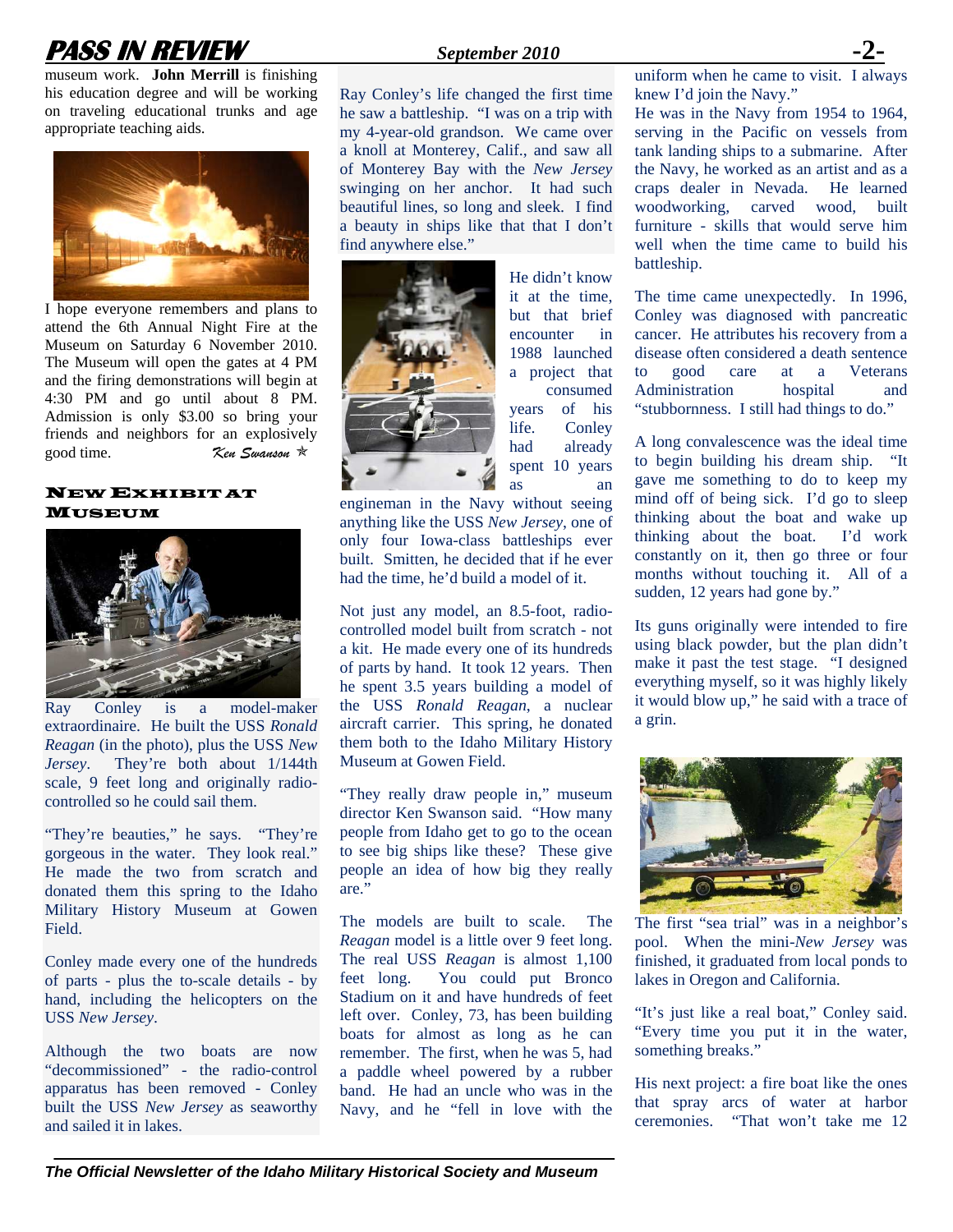museum work. **John Merrill** is finishing his education degree and will be working on traveling educational trunks and age appropriate teaching aids.

I hope everyone remembers and plans to attend the 6th Annual Night Fire at the Museum on Saturday 6 November 2010. The Museum will open the gates at 4 PM and the firing demonstrations will begin at 4:30 PM and go until about 8 PM. Admission is only $3.00 so bring your friends and neighbors for an explosively good time.

*Ken Swanson*

## New Exhibit at Museum

Ray Conley is a model-maker extraordinaire. He built the USS *Ronald Reagan* (in the photo), plus the USS *New Jersey*. They're both about 1/144th scale, 9 feet long and originally radio-controlled so he could sail them.

"They're beauties," he says. "They're gorgeous in the water. They look real." He made the two from scratch and donated them this spring to the Idaho Military History Museum at Gowen Field.

Conley made every one of the hundreds of parts - plus the to-scale details - by hand, including the helicopters on the USS *New Jersey*.

Although the two boats are now "decommissioned" - the radio-control apparatus has been removed - Conley built the USS *New Jersey* as seaworthy and sailed it in lakes.

Ray Conley's life changed the first time he saw a battleship. "I was on a trip with my 4-year-old grandson. We came over a knoll at Monterey, Calif., and saw all of Monterey Bay with the *New Jersey* swinging on her anchor. It had such beautiful lines, so long and sleek. I find a beauty in ships like that that I don't find anywhere else."

He didn't know it at the time, but that brief encounter in 1988 launched a project that consumed years of his life. Conley had already spent 10 years as an engineman in the Navy without seeing anything like the USS *New Jersey*, one of only four Iowa-class battleships ever built. Smitten, he decided that if he ever had the time, he'd build a model of it.

Not just any model, an 8.5-foot, radio-controlled model built from scratch - not a kit. He made every one of its hundreds of parts by hand. It took 12 years. Then he spent 3.5 years building a model of the USS *Ronald Reagan*, a nuclear aircraft carrier. This spring, he donated them both to the Idaho Military History Museum at Gowen Field.

"They really draw people in," museum director Ken Swanson said. "How many people from Idaho get to go to the ocean to see big ships like these? These give people an idea of how big they really are."

The models are built to scale. The *Reagan* model is a little over 9 feet long. The real USS *Reagan* is almost 1,100 feet long. You could put Bronco Stadium on it and have hundreds of feet left over. Conley, 73, has been building boats for almost as long as he can remember. The first, when he was 5, had a paddle wheel powered by a rubber band. He had an uncle who was in the Navy, and he "fell in love with the uniform when he came to visit. I always knew I'd join the Navy."

He was in the Navy from 1954 to 1964, serving in the Pacific on vessels from tank landing ships to a submarine. After the Navy, he worked as an artist and as a craps dealer in Nevada. He learned woodworking, carved wood, built furniture - skills that would serve him well when the time came to build his battleship.

The time came unexpectedly. In 1996, Conley was diagnosed with pancreatic cancer. He attributes his recovery from a disease often considered a death sentence to good care at a Veterans Administration hospital and "stubbornness. I still had things to do."

A long convalescence was the ideal time to begin building his dream ship. "It gave me something to do to keep my mind off of being sick. I'd go to sleep thinking about the boat and wake up thinking about the boat. I'd work constantly on it, then go three or four months without touching it. All of a sudden, 12 years had gone by."

Its guns originally were intended to fire using black powder, but the plan didn't make it past the test stage. "I designed everything myself, so it was highly likely it would blow up," he said with a trace of a grin.

The first "sea trial" was in a neighbor's pool. When the mini-*New Jersey* was finished, it graduated from local ponds to lakes in Oregon and California.

"It's just like a real boat," Conley said. "Every time you put it in the water, something breaks."

His next project: a fire boat like the ones that spray arcs of water at harbor ceremonies. "That won't take me 12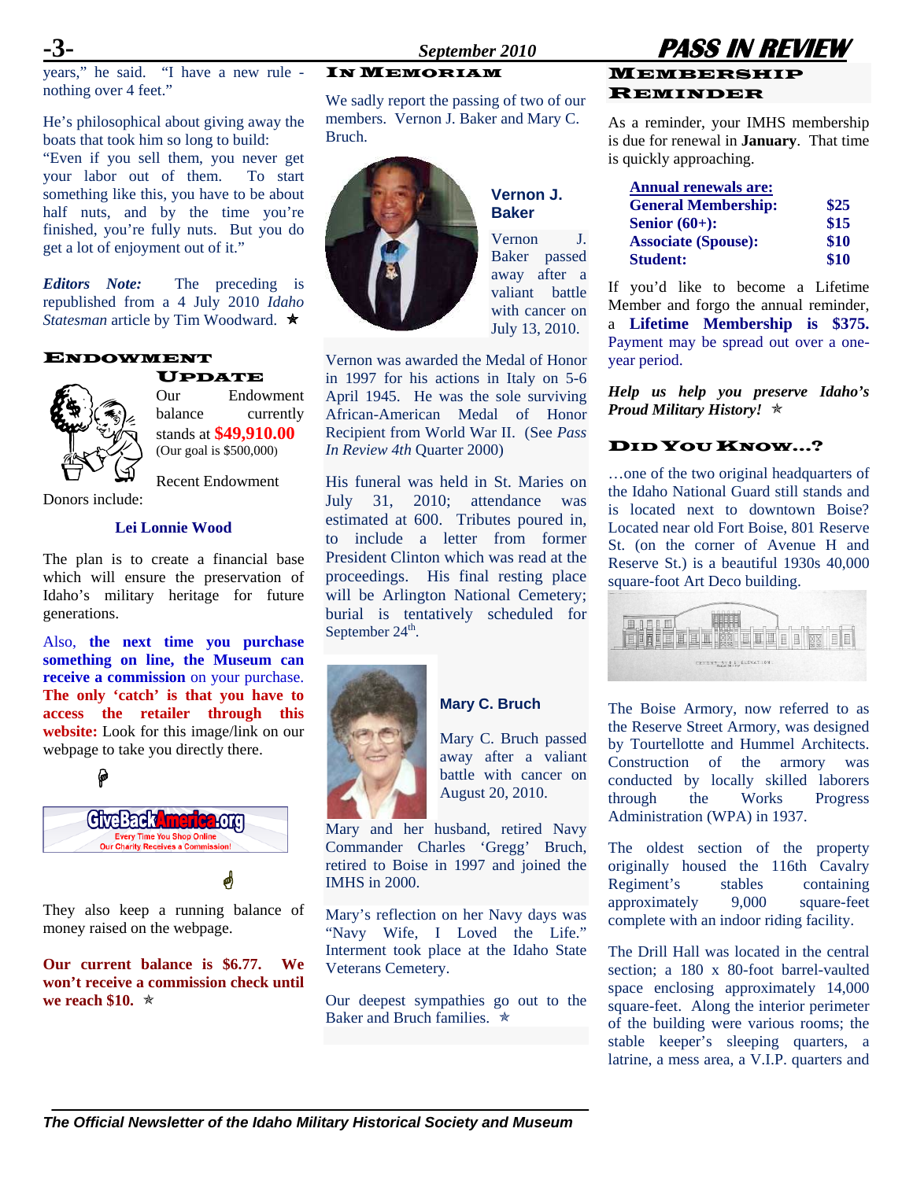years," he said. "I have a new rule - nothing over 4 feet."

He's philosophical about giving away the boats that took him so long to build: "Even if you sell them, you never get your labor out of them. To start something like this, you have to be about half nuts, and by the time you're finished, you're fully nuts. But you do get a lot of enjoyment out of it."

***Editors Note:*** The preceding is republished from a 4 July 2010 *Idaho Statesman* article by Tim Woodward. ★

## Endowment Update

Our Endowment balance currently stands at **$49,910.00** (Our goal is $500,000)

Recent Endowment Donors include:

**Lei Lonnie Wood**

The plan is to create a financial base which will ensure the preservation of Idaho's military heritage for future generations.

Also, **the next time you purchase something on line, the Museum can receive a commission** on your purchase. **The only 'catch' is that you have to access the retailer through this website:** Look for this image/link on our webpage to take you directly there.

GiveBackAmerica.org
Every Time You Shop Online Our Charity Receives a Commission!

They also keep a running balance of money raised on the webpage.

**Our current balance is $6.77. We won't receive a commission check until we reach $10.** ✯

## In Memoriam

We sadly report the passing of two of our members. Vernon J. Baker and Mary C. Bruch.

### Vernon J. Baker

Vernon J. Baker passed away after a valiant battle with cancer on July 13, 2010.

Vernon was awarded the Medal of Honor in 1997 for his actions in Italy on 5-6 April 1945. He was the sole surviving African-American Medal of Honor Recipient from World War II. (See *Pass In Review 4th* Quarter 2000)

His funeral was held in St. Maries on July 31, 2010; attendance was estimated at 600. Tributes poured in, to include a letter from former President Clinton which was read at the proceedings. His final resting place will be Arlington National Cemetery; burial is tentatively scheduled for September 24th.

### Mary C. Bruch

Mary C. Bruch passed away after a valiant battle with cancer on August 20, 2010.

Mary and her husband, retired Navy Commander Charles 'Gregg' Bruch, retired to Boise in 1997 and joined the IMHS in 2000.

Mary's reflection on her Navy days was "Navy Wife, I Loved the Life." Interment took place at the Idaho State Veterans Cemetery.

Our deepest sympathies go out to the Baker and Bruch families. ✯

## Membership Reminder

As a reminder, your IMHS membership is due for renewal in **January**. That time is quickly approaching.

| **Annual renewals are:** | |
|---|---|
| **General Membership:** | **$25** |
| **Senior (60+):** | **$15** |
| **Associate (Spouse):** | **$10** |
| **Student:** | **$10** |

If you'd like to become a Lifetime Member and forgo the annual reminder, a **Lifetime Membership is $375.** Payment may be spread out over a one-year period.

***Help us help you preserve Idaho's Proud Military History!*** ✯

## Did You Know…?

…one of the two original headquarters of the Idaho National Guard still stands and is located next to downtown Boise? Located near old Fort Boise, 801 Reserve St. (on the corner of Avenue H and Reserve St.) is a beautiful 1930s 40,000 square-foot Art Deco building.

The Boise Armory, now referred to as the Reserve Street Armory, was designed by Tourtellotte and Hummel Architects. Construction of the armory was conducted by locally skilled laborers through the Works Progress Administration (WPA) in 1937.

The oldest section of the property originally housed the 116th Cavalry Regiment's stables containing approximately 9,000 square-feet complete with an indoor riding facility.

The Drill Hall was located in the central section; a 180 x 80-foot barrel-vaulted space enclosing approximately 14,000 square-feet. Along the interior perimeter of the building were various rooms; the stable keeper's sleeping quarters, a latrine, a mess area, a V.I.P. quarters and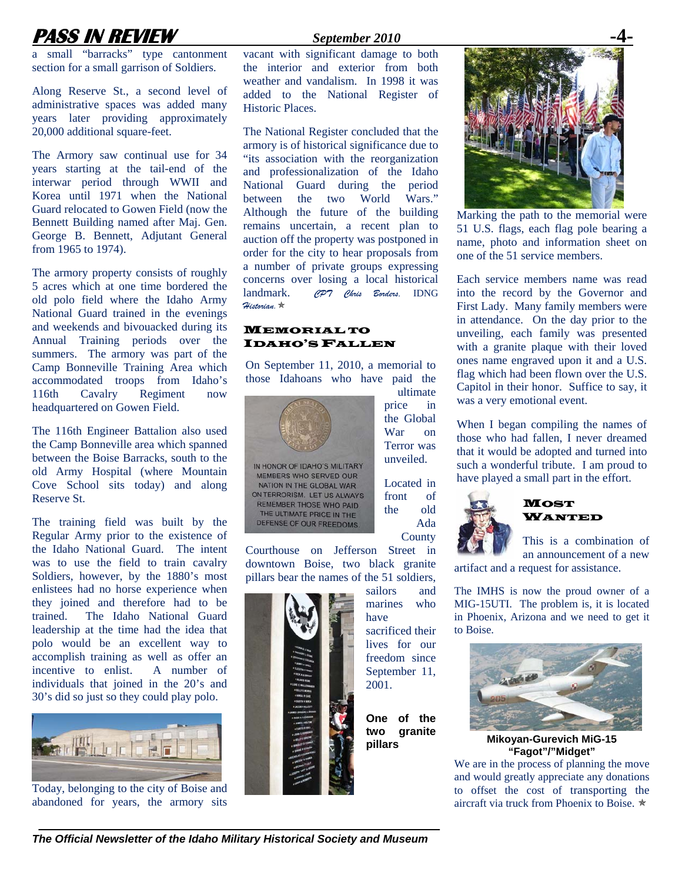a small "barracks" type cantonment section for a small garrison of Soldiers.

Along Reserve St., a second level of administrative spaces was added many years later providing approximately 20,000 additional square-feet.

The Armory saw continual use for 34 years starting at the tail-end of the interwar period through WWII and Korea until 1971 when the National Guard relocated to Gowen Field (now the Bennett Building named after Maj. Gen. George B. Bennett, Adjutant General from 1965 to 1974).

The armory property consists of roughly 5 acres which at one time bordered the old polo field where the Idaho Army National Guard trained in the evenings and weekends and bivouacked during its Annual Training periods over the summers. The armory was part of the Camp Bonneville Training Area which accommodated troops from Idaho's 116th Cavalry Regiment now headquartered on Gowen Field.

The 116th Engineer Battalion also used the Camp Bonneville area which spanned between the Boise Barracks, south to the old Army Hospital (where Mountain Cove School sits today) and along Reserve St.

The training field was built by the Regular Army prior to the existence of the Idaho National Guard. The intent was to use the field to train cavalry Soldiers, however, by the 1880's most enlistees had no horse experience when they joined and therefore had to be trained. The Idaho National Guard leadership at the time had the idea that polo would be an excellent way to accomplish training as well as offer an incentive to enlist. A number of individuals that joined in the 20's and 30's did so just so they could play polo.

Today, belonging to the city of Boise and abandoned for years, the armory sits vacant with significant damage to both the interior and exterior from both weather and vandalism. In 1998 it was added to the National Register of Historic Places.

The National Register concluded that the armory is of historical significance due to "its association with the reorganization and professionalization of the Idaho National Guard during the period between the two World Wars." Although the future of the building remains uncertain, a recent plan to auction off the property was postponed in order for the city to hear proposals from a number of private groups expressing concerns over losing a local historical landmark. *CPT Chris Borders*, IDNG *Historian*. ✯

## Memorial to Idaho's Fallen

On September 11, 2010, a memorial to those Idahoans who have paid the ultimate price in the Global War on Terror was unveiled.

IN HONOR OF IDAHO'S MILITARY MEMBERS WHO SERVED OUR NATION IN THE GLOBAL WAR ON TERRORISM. LET US ALWAYS REMEMBER THOSE WHO PAID THE ULTIMATE PRICE IN THE DEFENSE OF OUR FREEDOMS.

Located in front of the old Ada County Courthouse on Jefferson Street in downtown Boise, two black granite pillars bear the names of the 51 soldiers, sailors and marines who have sacrificed their lives for our freedom since September 11, 2001.

**One of the two granite pillars**

Marking the path to the memorial were 51 U.S. flags, each flag pole bearing a name, photo and information sheet on one of the 51 service members.

Each service members name was read into the record by the Governor and First Lady. Many family members were in attendance. On the day prior to the unveiling, each family was presented with a granite plaque with their loved ones name engraved upon it and a U.S. flag which had been flown over the U.S. Capitol in their honor. Suffice to say, it was a very emotional event.

When I began compiling the names of those who had fallen, I never dreamed that it would be adopted and turned into such a wonderful tribute. I am proud to have played a small part in the effort.

## Most Wanted

This is a combination of an announcement of a new artifact and a request for assistance.

The IMHS is now the proud owner of a MIG-15UTI. The problem is, it is located in Phoenix, Arizona and we need to get it to Boise.

**Mikoyan-Gurevich MiG-15 "Fagot"/"Midget"**

We are in the process of planning the move and would greatly appreciate any donations to offset the cost of transporting the aircraft via truck from Phoenix to Boise. ✯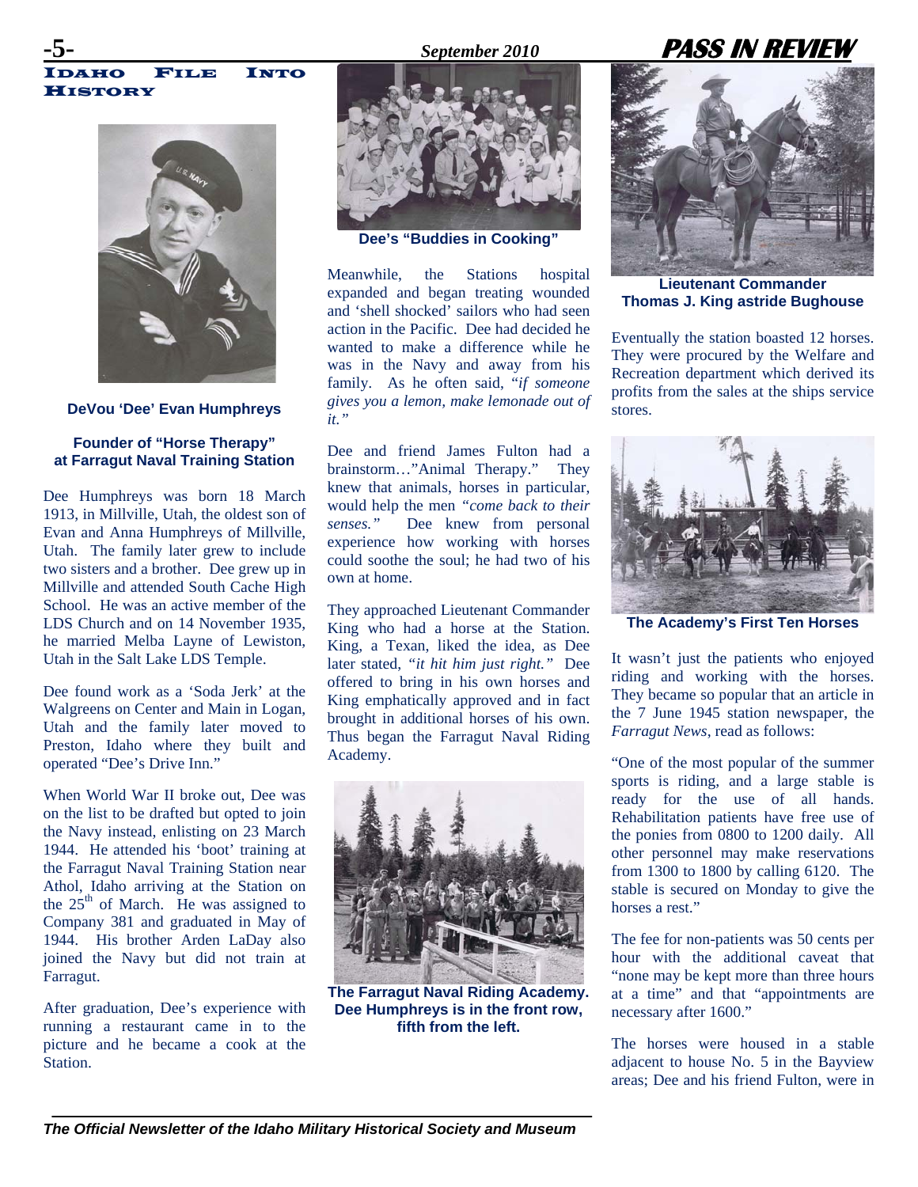# Idaho File Into History

DeVou 'Dee' Evan Humphreys

## Founder of "Horse Therapy" at Farragut Naval Training Station

Dee Humphreys was born 18 March 1913, in Millville, Utah, the oldest son of Evan and Anna Humphreys of Millville, Utah. The family later grew to include two sisters and a brother. Dee grew up in Millville and attended South Cache High School. He was an active member of the LDS Church and on 14 November 1935, he married Melba Layne of Lewiston, Utah in the Salt Lake LDS Temple.

Dee found work as a 'Soda Jerk' at the Walgreens on Center and Main in Logan, Utah and the family later moved to Preston, Idaho where they built and operated "Dee's Drive Inn."

When World War II broke out, Dee was on the list to be drafted but opted to join the Navy instead, enlisting on 23 March 1944. He attended his 'boot' training at the Farragut Naval Training Station near Athol, Idaho arriving at the Station on the 25th of March. He was assigned to Company 381 and graduated in May of 1944. His brother Arden LaDay also joined the Navy but did not train at Farragut.

After graduation, Dee's experience with running a restaurant came in to the picture and he became a cook at the Station.

Dee's "Buddies in Cooking"

Meanwhile, the Stations hospital expanded and began treating wounded and 'shell shocked' sailors who had seen action in the Pacific. Dee had decided he wanted to make a difference while he was in the Navy and away from his family. As he often said, "*if someone gives you a lemon, make lemonade out of it.*"

Dee and friend James Fulton had a brainstorm…"Animal Therapy." They knew that animals, horses in particular, would help the men *"come back to their senses."* Dee knew from personal experience how working with horses could soothe the soul; he had two of his own at home.

They approached Lieutenant Commander King who had a horse at the Station. King, a Texan, liked the idea, as Dee later stated, *"it hit him just right."* Dee offered to bring in his own horses and King emphatically approved and in fact brought in additional horses of his own. Thus began the Farragut Naval Riding Academy.

The Farragut Naval Riding Academy. Dee Humphreys is in the front row, fifth from the left.

Lieutenant Commander Thomas J. King astride Bughouse

Eventually the station boasted 12 horses. They were procured by the Welfare and Recreation department which derived its profits from the sales at the ships service stores.

The Academy's First Ten Horses

It wasn't just the patients who enjoyed riding and working with the horses. They became so popular that an article in the 7 June 1945 station newspaper, the *Farragut News*, read as follows:

"One of the most popular of the summer sports is riding, and a large stable is ready for the use of all hands. Rehabilitation patients have free use of the ponies from 0800 to 1200 daily. All other personnel may make reservations from 1300 to 1800 by calling 6120. The stable is secured on Monday to give the horses a rest."

The fee for non-patients was 50 cents per hour with the additional caveat that "none may be kept more than three hours at a time" and that "appointments are necessary after 1600."

The horses were housed in a stable adjacent to house No. 5 in the Bayview areas; Dee and his friend Fulton, were in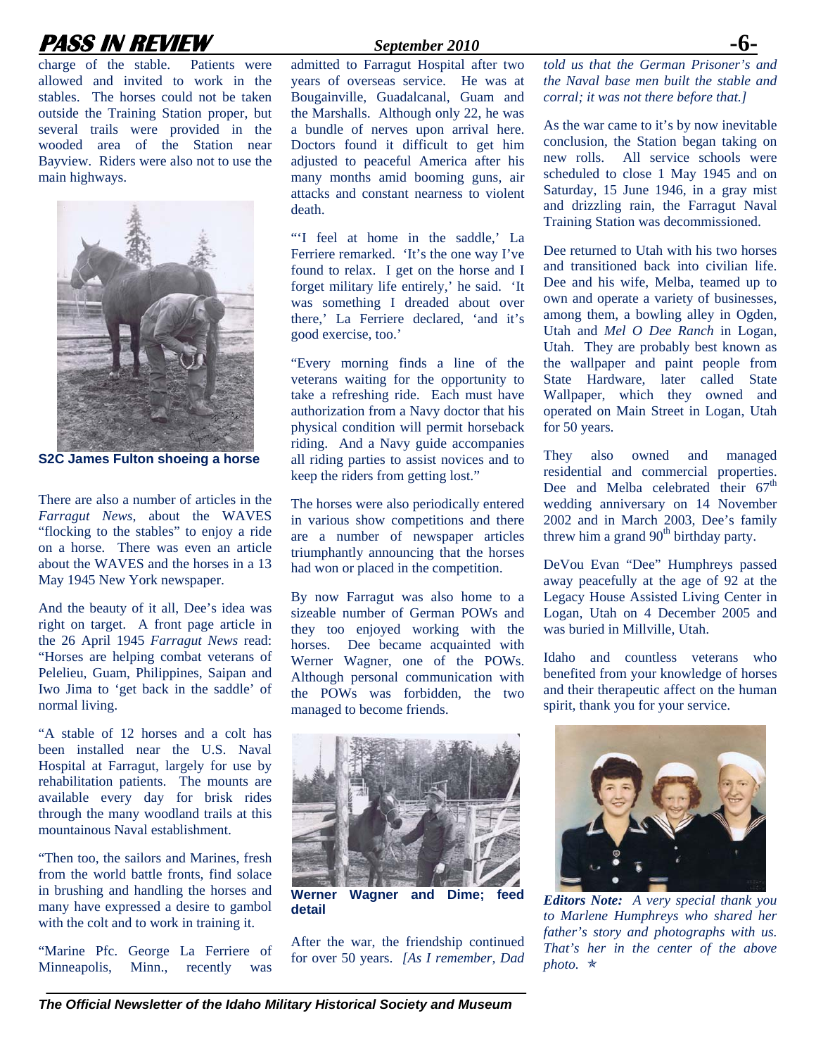charge of the stable. Patients were allowed and invited to work in the stables. The horses could not be taken outside the Training Station proper, but several trails were provided in the wooded area of the Station near Bayview. Riders were also not to use the main highways.

**S2C James Fulton shoeing a horse**

There are also a number of articles in the *Farragut News*, about the WAVES "flocking to the stables" to enjoy a ride on a horse. There was even an article about the WAVES and the horses in a 13 May 1945 New York newspaper.

And the beauty of it all, Dee's idea was right on target. A front page article in the 26 April 1945 *Farragut News* read: "Horses are helping combat veterans of Pelelieu, Guam, Philippines, Saipan and Iwo Jima to 'get back in the saddle' of normal living.

"A stable of 12 horses and a colt has been installed near the U.S. Naval Hospital at Farragut, largely for use by rehabilitation patients. The mounts are available every day for brisk rides through the many woodland trails at this mountainous Naval establishment.

"Then too, the sailors and Marines, fresh from the world battle fronts, find solace in brushing and handling the horses and many have expressed a desire to gambol with the colt and to work in training it.

"Marine Pfc. George La Ferriere of Minneapolis, Minn., recently was admitted to Farragut Hospital after two years of overseas service. He was at Bougainville, Guadalcanal, Guam and the Marshalls. Although only 22, he was a bundle of nerves upon arrival here. Doctors found it difficult to get him adjusted to peaceful America after his many months amid booming guns, air attacks and constant nearness to violent death.

"'I feel at home in the saddle,' La Ferriere remarked. 'It's the one way I've found to relax. I get on the horse and I forget military life entirely,' he said. 'It was something I dreaded about over there,' La Ferriere declared, 'and it's good exercise, too.'

"Every morning finds a line of the veterans waiting for the opportunity to take a refreshing ride. Each must have authorization from a Navy doctor that his physical condition will permit horseback riding. And a Navy guide accompanies all riding parties to assist novices and to keep the riders from getting lost."

The horses were also periodically entered in various show competitions and there are a number of newspaper articles triumphantly announcing that the horses had won or placed in the competition.

By now Farragut was also home to a sizeable number of German POWs and they too enjoyed working with the horses. Dee became acquainted with Werner Wagner, one of the POWs. Although personal communication with the POWs was forbidden, the two managed to become friends.

**Werner Wagner and Dime; feed detail**

After the war, the friendship continued for over 50 years. *[As I remember, Dad told us that the German Prisoner's and the Naval base men built the stable and corral; it was not there before that.]*

As the war came to it's by now inevitable conclusion, the Station began taking on new rolls. All service schools were scheduled to close 1 May 1945 and on Saturday, 15 June 1946, in a gray mist and drizzling rain, the Farragut Naval Training Station was decommissioned.

Dee returned to Utah with his two horses and transitioned back into civilian life. Dee and his wife, Melba, teamed up to own and operate a variety of businesses, among them, a bowling alley in Ogden, Utah and *Mel O Dee Ranch* in Logan, Utah. They are probably best known as the wallpaper and paint people from State Hardware, later called State Wallpaper, which they owned and operated on Main Street in Logan, Utah for 50 years.

They also owned and managed residential and commercial properties. Dee and Melba celebrated their 67th wedding anniversary on 14 November 2002 and in March 2003, Dee's family threw him a grand 90th birthday party.

DeVou Evan "Dee" Humphreys passed away peacefully at the age of 92 at the Legacy House Assisted Living Center in Logan, Utah on 4 December 2005 and was buried in Millville, Utah.

Idaho and countless veterans who benefited from your knowledge of horses and their therapeutic affect on the human spirit, thank you for your service.

***Editors Note:*** *A very special thank you to Marlene Humphreys who shared her father's story and photographs with us. That's her in the center of the above photo.* ✯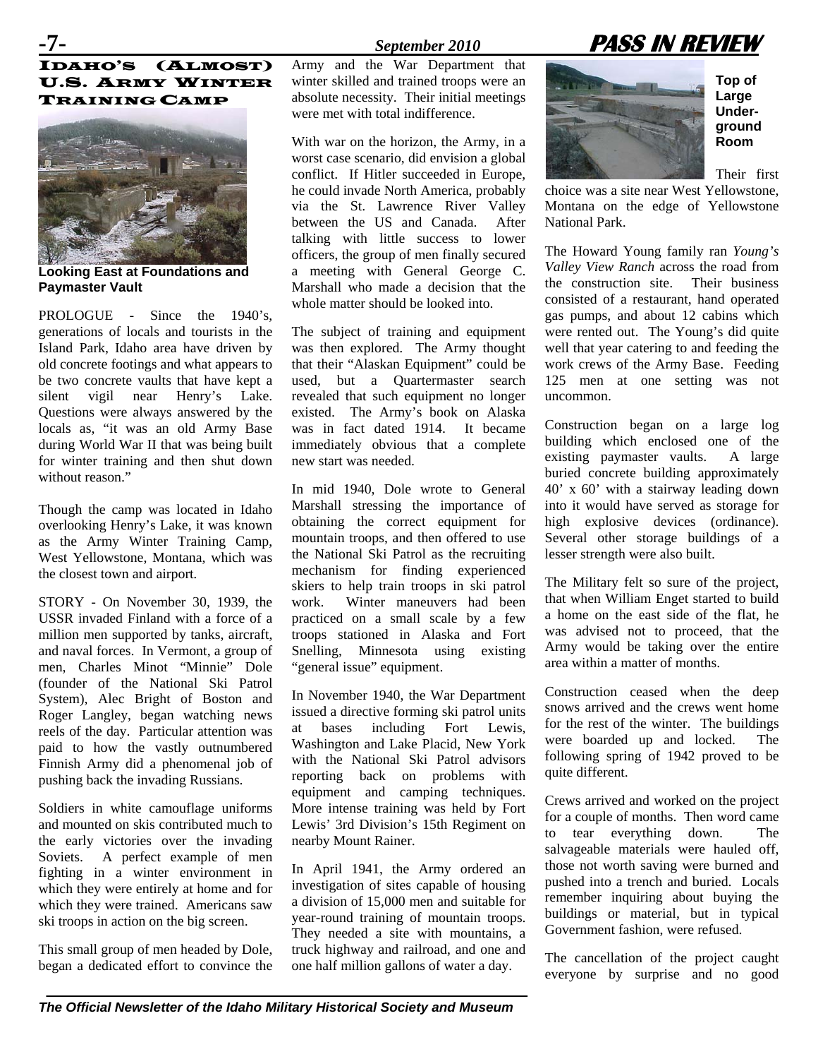# Idaho's (Almost) U.S. Army Winter Training Camp

Looking East at Foundations and Paymaster Vault

PROLOGUE - Since the 1940's, generations of locals and tourists in the Island Park, Idaho area have driven by old concrete footings and what appears to be two concrete vaults that have kept a silent vigil near Henry's Lake. Questions were always answered by the locals as, "it was an old Army Base during World War II that was being built for winter training and then shut down without reason."

Though the camp was located in Idaho overlooking Henry's Lake, it was known as the Army Winter Training Camp, West Yellowstone, Montana, which was the closest town and airport.

STORY - On November 30, 1939, the USSR invaded Finland with a force of a million men supported by tanks, aircraft, and naval forces. In Vermont, a group of men, Charles Minot "Minnie" Dole (founder of the National Ski Patrol System), Alec Bright of Boston and Roger Langley, began watching news reels of the day. Particular attention was paid to how the vastly outnumbered Finnish Army did a phenomenal job of pushing back the invading Russians.

Soldiers in white camouflage uniforms and mounted on skis contributed much to the early victories over the invading Soviets. A perfect example of men fighting in a winter environment in which they were entirely at home and for which they were trained. Americans saw ski troops in action on the big screen.

This small group of men headed by Dole, began a dedicated effort to convince the Army and the War Department that winter skilled and trained troops were an absolute necessity. Their initial meetings were met with total indifference.

With war on the horizon, the Army, in a worst case scenario, did envision a global conflict. If Hitler succeeded in Europe, he could invade North America, probably via the St. Lawrence River Valley between the US and Canada. After talking with little success to lower officers, the group of men finally secured a meeting with General George C. Marshall who made a decision that the whole matter should be looked into.

The subject of training and equipment was then explored. The Army thought that their "Alaskan Equipment" could be used, but a Quartermaster search revealed that such equipment no longer existed. The Army's book on Alaska was in fact dated 1914. It became immediately obvious that a complete new start was needed.

In mid 1940, Dole wrote to General Marshall stressing the importance of obtaining the correct equipment for mountain troops, and then offered to use the National Ski Patrol as the recruiting mechanism for finding experienced skiers to help train troops in ski patrol work. Winter maneuvers had been practiced on a small scale by a few troops stationed in Alaska and Fort Snelling, Minnesota using existing "general issue" equipment.

In November 1940, the War Department issued a directive forming ski patrol units at bases including Fort Lewis, Washington and Lake Placid, New York with the National Ski Patrol advisors reporting back on problems with equipment and camping techniques. More intense training was held by Fort Lewis' 3rd Division's 15th Regiment on nearby Mount Rainer.

In April 1941, the Army ordered an investigation of sites capable of housing a division of 15,000 men and suitable for year-round training of mountain troops. They needed a site with mountains, a truck highway and railroad, and one and one half million gallons of water a day.

**Top of Large Underground Room**

Their first choice was a site near West Yellowstone, Montana on the edge of Yellowstone National Park.

The Howard Young family ran *Young's Valley View Ranch* across the road from the construction site. Their business consisted of a restaurant, hand operated gas pumps, and about 12 cabins which were rented out. The Young's did quite well that year catering to and feeding the work crews of the Army Base. Feeding 125 men at one setting was not uncommon.

Construction began on a large log building which enclosed one of the existing paymaster vaults. A large buried concrete building approximately 40' x 60' with a stairway leading down into it would have served as storage for high explosive devices (ordinance). Several other storage buildings of a lesser strength were also built.

The Military felt so sure of the project, that when William Enget started to build a home on the east side of the flat, he was advised not to proceed, that the Army would be taking over the entire area within a matter of months.

Construction ceased when the deep snows arrived and the crews went home for the rest of the winter. The buildings were boarded up and locked. The following spring of 1942 proved to be quite different.

Crews arrived and worked on the project for a couple of months. Then word came to tear everything down. The salvageable materials were hauled off, those not worth saving were burned and pushed into a trench and buried. Locals remember inquiring about buying the buildings or material, but in typical Government fashion, were refused.

The cancellation of the project caught everyone by surprise and no good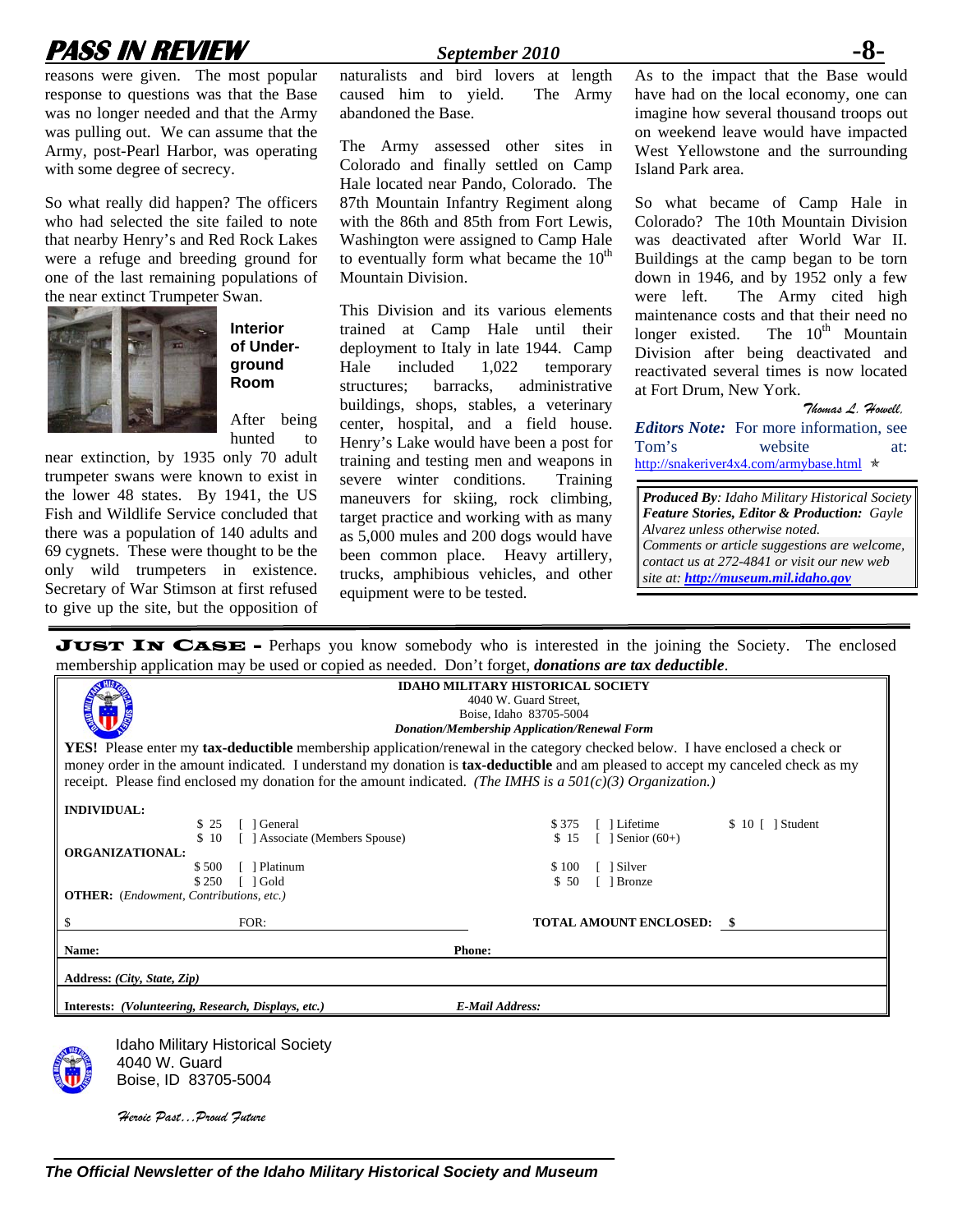reasons were given. The most popular response to questions was that the Base was no longer needed and that the Army was pulling out. We can assume that the Army, post-Pearl Harbor, was operating with some degree of secrecy.

So what really did happen? The officers who had selected the site failed to note that nearby Henry's and Red Rock Lakes were a refuge and breeding ground for one of the last remaining populations of the near extinct Trumpeter Swan.

**Interior of Underground Room**

After being hunted to near extinction, by 1935 only 70 adult trumpeter swans were known to exist in the lower 48 states. By 1941, the US Fish and Wildlife Service concluded that there was a population of 140 adults and 69 cygnets. These were thought to be the only wild trumpeters in existence. Secretary of War Stimson at first refused to give up the site, but the opposition of naturalists and bird lovers at length caused him to yield. The Army abandoned the Base.

The Army assessed other sites in Colorado and finally settled on Camp Hale located near Pando, Colorado. The 87th Mountain Infantry Regiment along with the 86th and 85th from Fort Lewis, Washington were assigned to Camp Hale to eventually form what became the 10th Mountain Division.

This Division and its various elements trained at Camp Hale until their deployment to Italy in late 1944. Camp Hale included 1,022 temporary structures; barracks, administrative buildings, shops, stables, a veterinary center, hospital, and a field house. Henry's Lake would have been a post for training and testing men and weapons in severe winter conditions. Training maneuvers for skiing, rock climbing, target practice and working with as many as 5,000 mules and 200 dogs would have been common place. Heavy artillery, trucks, amphibious vehicles, and other equipment were to be tested.

As to the impact that the Base would have had on the local economy, one can imagine how several thousand troops out on weekend leave would have impacted West Yellowstone and the surrounding Island Park area.

So what became of Camp Hale in Colorado? The 10th Mountain Division was deactivated after World War II. Buildings at the camp began to be torn down in 1946, and by 1952 only a few were left. The Army cited high maintenance costs and that their need no longer existed. The 10th Mountain Division after being deactivated and reactivated several times is now located at Fort Drum, New York.

*Thomas L. Howell.*

***Editors Note:*** For more information, see Tom's website at: http://snakeriver4x4.com/armybase.html ✯

> ***Produced By****: Idaho Military Historical Society*
> ***Feature Stories, Editor & Production:*** *Gayle Alvarez unless otherwise noted.*
> *Comments or article suggestions are welcome, contact us at 272-4841 or visit our new web site at:* ***http://museum.mil.idaho.gov***

---

**JUST IN CASE** – Perhaps you know somebody who is interested in the joining the Society. The enclosed membership application may be used or copied as needed. Don't forget, ***donations are tax deductible***.

**IDAHO MILITARY HISTORICAL SOCIETY**
4040 W. Guard Street,
Boise, Idaho 83705-5004
***Donation/Membership Application/Renewal Form***

**YES!** Please enter my **tax-deductible** membership application/renewal in the category checked below. I have enclosed a check or money order in the amount indicated. I understand my donation is **tax-deductible** and am pleased to accept my canceled check as my receipt. Please find enclosed my donation for the amount indicated. *(The IMHS is a 501(c)(3) Organization.)*

**INDIVIDUAL:**
$ 25 [ ] General
$ 10 [ ] Associate (Members Spouse)
$ 375 [ ] Lifetime
$ 15 [ ] Senior (60+)
$ 10 [ ] Student

**ORGANIZATIONAL:**
$ 500 [ ] Platinum
$ 250 [ ] Gold
$ 100 [ ] Silver
$ 50 [ ] Bronze

**OTHER:** *(Endowment, Contributions, etc.)*

$ FOR: **TOTAL AMOUNT ENCLOSED: $**

**Name:** **Phone:**

**Address:** ***(City, State, Zip)***

**Interests:** ***(Volunteering, Research, Displays, etc.)*** ***E-Mail Address:***

Idaho Military Historical Society
4040 W. Guard
Boise, ID 83705-5004

*Heroic Past…Proud Future*

***The Official Newsletter of the Idaho Military Historical Society and Museum***